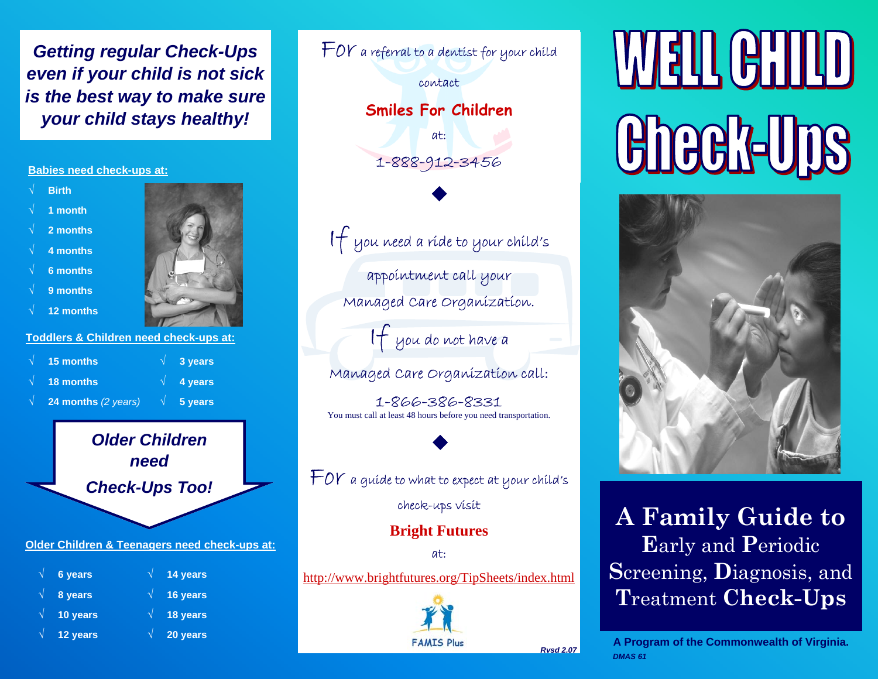*Getting regular Check-Ups even if your child is not sick is the best way to make sure your child stays healthy!*

**Babies need check-ups at:**

- √ Birth
- √ 1 month
- √ 2 months
- √ 4 months
- √ 6 months
- √ 9 months
- √ 12 months

**Toddlers & Children need check-ups at:**

- √ 15 months
- √ 18 months
- √ 24 months *(2 years)*
- √ 3 years
- √ 4 years
- √ 5 years

***Older Children need Check-Ups Too!***

**Older Children & Teenagers need check-ups at:**

- √ 6 years
- √ 8 years
- √ 10 years
- √ 12 years
- √ 14 years
- √ 16 years
- √ 18 years
- √ 20 years

For a referral to a dentist for your child contact

**Smiles For Children**

at:

1-888-912-3456

◆

If you need a ride to your child's appointment call your Managed Care Organization.

If you do not have a Managed Care Organization call:

1-866-386-8331

You must call at least 48 hours before you need transportation.

◆

For a guide to what to expect at your child's check-ups visit

**Bright Futures**

at:

http://www.brightfutures.org/TipSheets/index.html

FAMIS Plus

*Rvsd 2.07*

# WELL CHILD Check-Ups

## A Family Guide to Early and Periodic Screening, Diagnosis, and Treatment Check-Ups

**A Program of the Commonwealth of Virginia.**

*DMAS 61*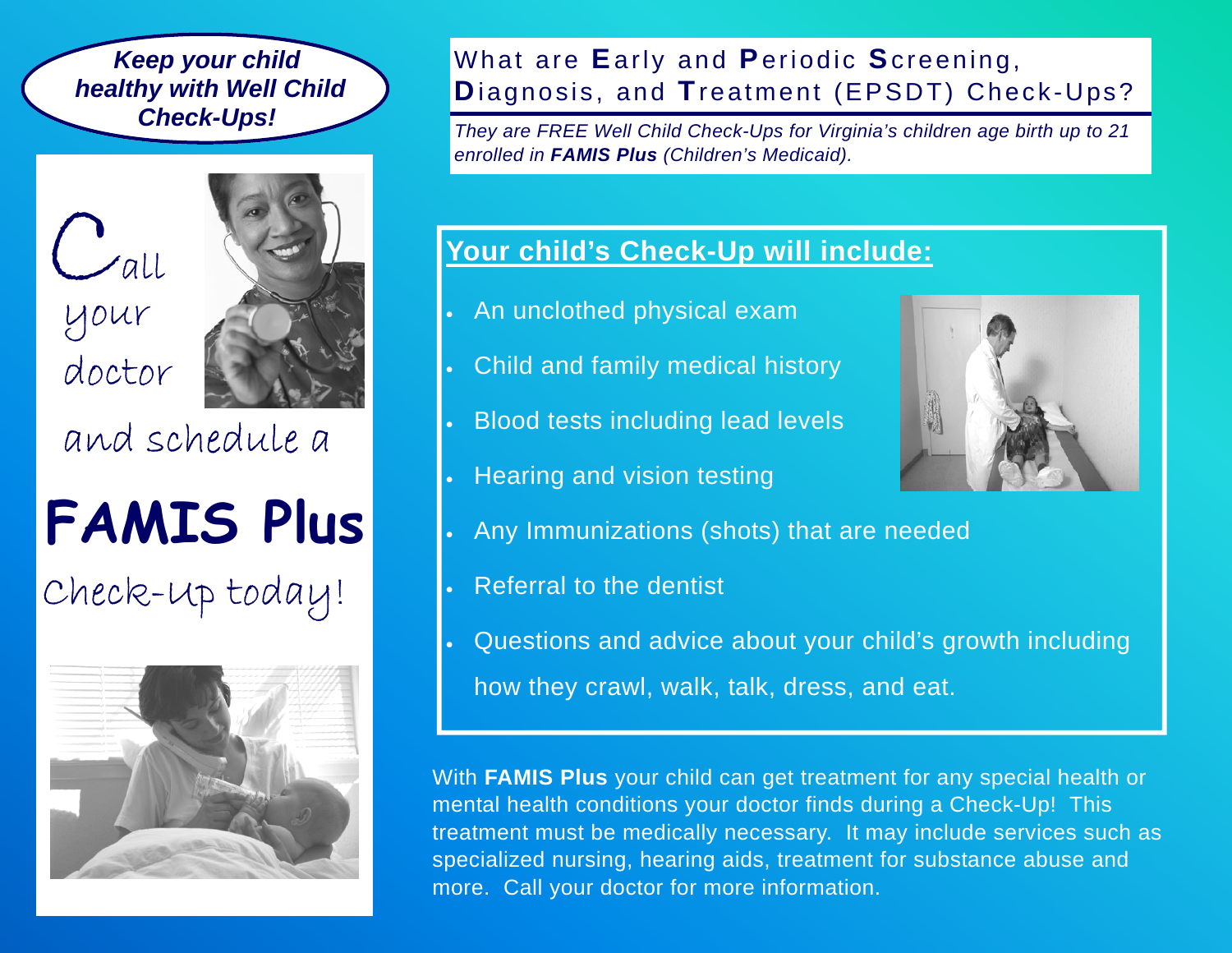***Keep your child healthy with Well Child Check-Ups!***

Call your doctor and schedule a

**FAMIS Plus**

Check-Up today!

## What are **E**arly and **P**eriodic **S**creening, **D**iagnosis, and **T**reatment (EPSDT) Check-Ups?

*They are FREE Well Child Check-Ups for Virginia's children age birth up to 21 enrolled in **FAMIS Plus** (Children's Medicaid).*

### Your child's Check-Up will include:

- An unclothed physical exam
- Child and family medical history
- Blood tests including lead levels
- Hearing and vision testing
- Any Immunizations (shots) that are needed
- Referral to the dentist
- Questions and advice about your child's growth including how they crawl, walk, talk, dress, and eat.

With **FAMIS Plus** your child can get treatment for any special health or mental health conditions your doctor finds during a Check-Up! This treatment must be medically necessary. It may include services such as specialized nursing, hearing aids, treatment for substance abuse and more. Call your doctor for more information.